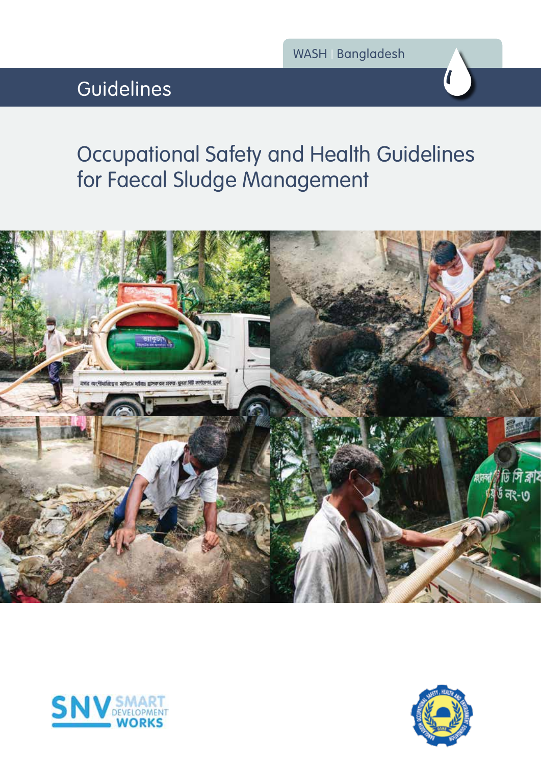WASH | Bangladesh

Guidelines

# Occupational Safety and Health Guidelines for Faecal Sludge Management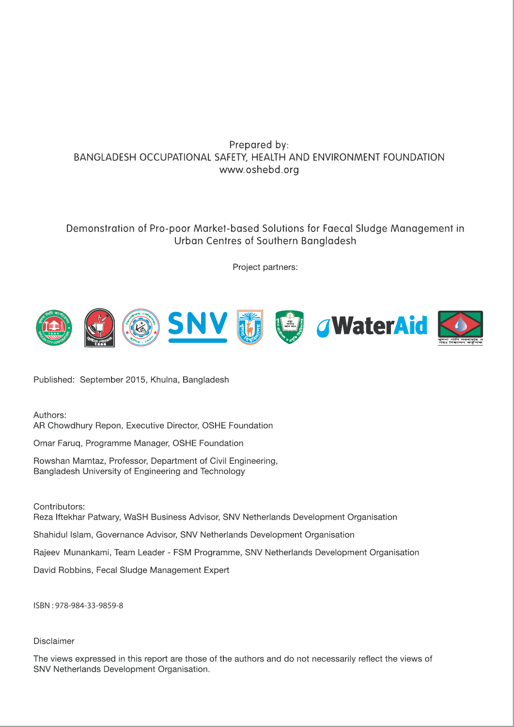Prepared by:
BANGLADESH OCCUPATIONAL SAFETY, HEALTH AND ENVIRONMENT FOUNDATION
www.oshebd.org

Demonstration of Pro-poor Market-based Solutions for Faecal Sludge Management in Urban Centres of Southern Bangladesh

Project partners:

Published: September 2015, Khulna, Bangladesh

Authors:
AR Chowdhury Repon, Executive Director, OSHE Foundation

Omar Faruq, Programme Manager, OSHE Foundation

Rowshan Mamtaz, Professor, Department of Civil Engineering, Bangladesh University of Engineering and Technology

Contributors:
Reza Iftekhar Patwary, WaSH Business Advisor, SNV Netherlands Development Organisation

Shahidul Islam, Governance Advisor, SNV Netherlands Development Organisation

Rajeev Munankami, Team Leader - FSM Programme, SNV Netherlands Development Organisation

David Robbins, Fecal Sludge Management Expert

ISBN : 978-984-33-9859-8

Disclaimer

The views expressed in this report are those of the authors and do not necessarily reflect the views of SNV Netherlands Development Organisation.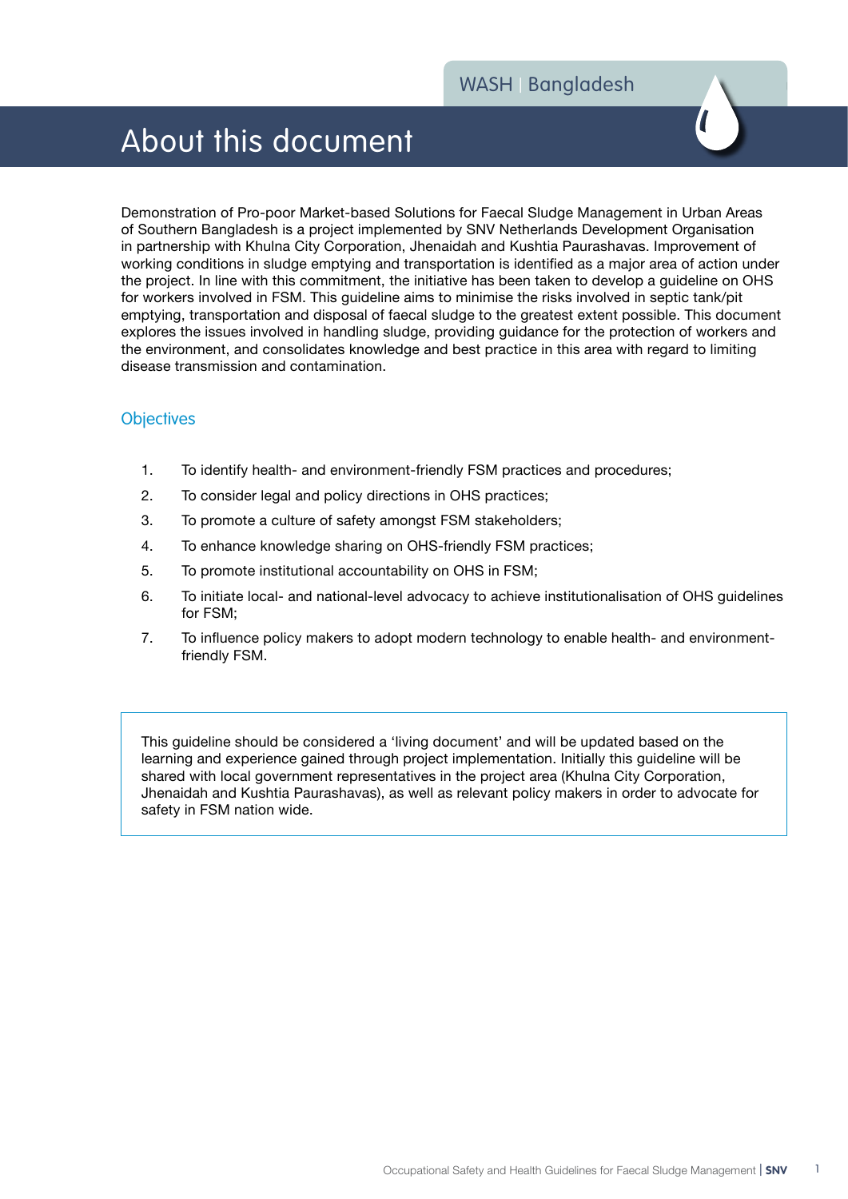# About this document

Demonstration of Pro-poor Market-based Solutions for Faecal Sludge Management in Urban Areas of Southern Bangladesh is a project implemented by SNV Netherlands Development Organisation in partnership with Khulna City Corporation, Jhenaidah and Kushtia Paurashavas. Improvement of working conditions in sludge emptying and transportation is identified as a major area of action under the project. In line with this commitment, the initiative has been taken to develop a guideline on OHS for workers involved in FSM. This guideline aims to minimise the risks involved in septic tank/pit emptying, transportation and disposal of faecal sludge to the greatest extent possible. This document explores the issues involved in handling sludge, providing guidance for the protection of workers and the environment, and consolidates knowledge and best practice in this area with regard to limiting disease transmission and contamination.

## Objectives

1. To identify health- and environment-friendly FSM practices and procedures;
2. To consider legal and policy directions in OHS practices;
3. To promote a culture of safety amongst FSM stakeholders;
4. To enhance knowledge sharing on OHS-friendly FSM practices;
5. To promote institutional accountability on OHS in FSM;
6. To initiate local- and national-level advocacy to achieve institutionalisation of OHS guidelines for FSM;
7. To influence policy makers to adopt modern technology to enable health- and environment-friendly FSM.

> This guideline should be considered a 'living document' and will be updated based on the learning and experience gained through project implementation. Initially this guideline will be shared with local government representatives in the project area (Khulna City Corporation, Jhenaidah and Kushtia Paurashavas), as well as relevant policy makers in order to advocate for safety in FSM nation wide.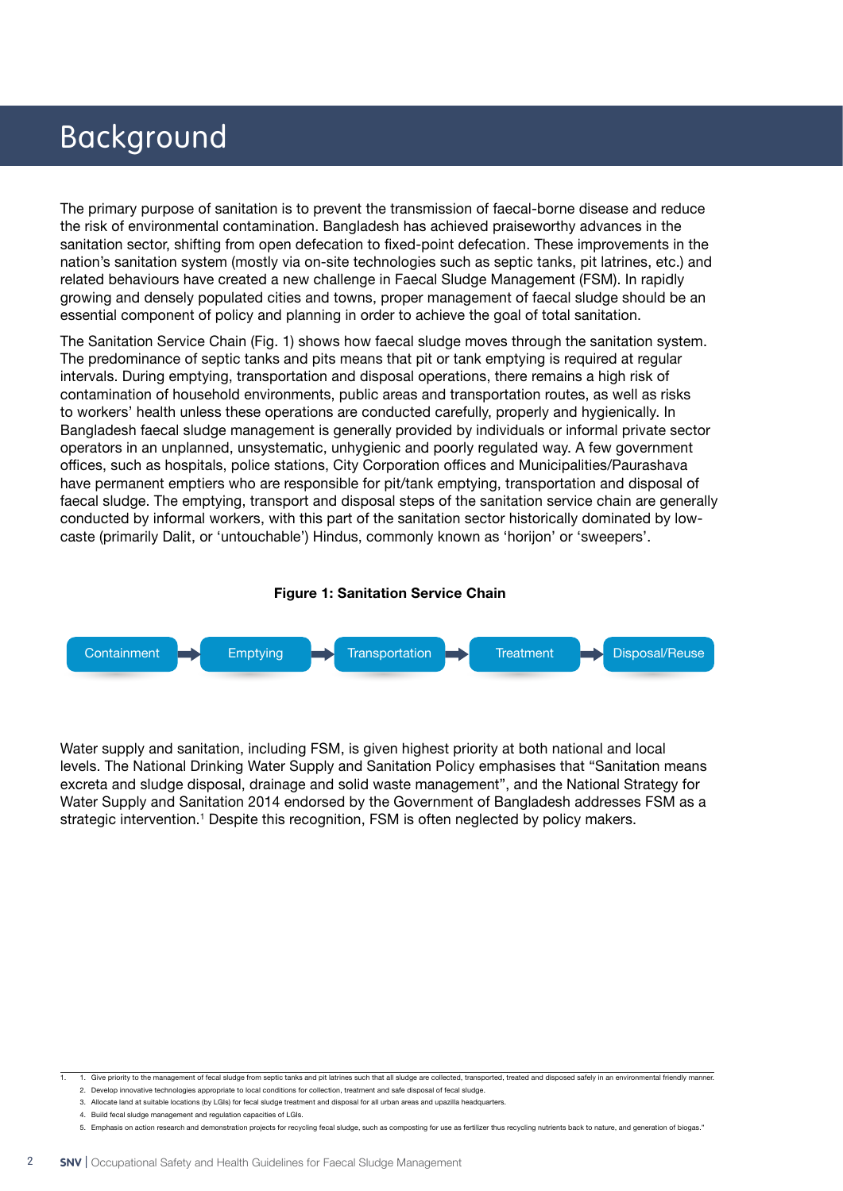# Background

The primary purpose of sanitation is to prevent the transmission of faecal-borne disease and reduce the risk of environmental contamination. Bangladesh has achieved praiseworthy advances in the sanitation sector, shifting from open defecation to fixed-point defecation. These improvements in the nation's sanitation system (mostly via on-site technologies such as septic tanks, pit latrines, etc.) and related behaviours have created a new challenge in Faecal Sludge Management (FSM). In rapidly growing and densely populated cities and towns, proper management of faecal sludge should be an essential component of policy and planning in order to achieve the goal of total sanitation.

The Sanitation Service Chain (Fig. 1) shows how faecal sludge moves through the sanitation system. The predominance of septic tanks and pits means that pit or tank emptying is required at regular intervals. During emptying, transportation and disposal operations, there remains a high risk of contamination of household environments, public areas and transportation routes, as well as risks to workers' health unless these operations are conducted carefully, properly and hygienically. In Bangladesh faecal sludge management is generally provided by individuals or informal private sector operators in an unplanned, unsystematic, unhygienic and poorly regulated way. A few government offices, such as hospitals, police stations, City Corporation offices and Municipalities/Paurashava have permanent emptiers who are responsible for pit/tank emptying, transportation and disposal of faecal sludge. The emptying, transport and disposal steps of the sanitation service chain are generally conducted by informal workers, with this part of the sanitation sector historically dominated by low-caste (primarily Dalit, or 'untouchable') Hindus, commonly known as 'horijon' or 'sweepers'.

**Figure 1: Sanitation Service Chain**

Containment → Emptying → Transportation → Treatment → Disposal/Reuse

Water supply and sanitation, including FSM, is given highest priority at both national and local levels. The National Drinking Water Supply and Sanitation Policy emphasises that "Sanitation means excreta and sludge disposal, drainage and solid waste management", and the National Strategy for Water Supply and Sanitation 2014 endorsed by the Government of Bangladesh addresses FSM as a strategic intervention.[1] Despite this recognition, FSM is often neglected by policy makers.

---

1. 1. Give priority to the management of fecal sludge from septic tanks and pit latrines such that all sludge are collected, transported, treated and disposed safely in an environmental friendly manner.
   2. Develop innovative technologies appropriate to local conditions for collection, treatment and safe disposal of fecal sludge.
   3. Allocate land at suitable locations (by LGIs) for fecal sludge treatment and disposal for all urban areas and upazilla headquarters.
   4. Build fecal sludge management and regulation capacities of LGIs.
   5. Emphasis on action research and demonstration projects for recycling fecal sludge, such as composting for use as fertilizer thus recycling nutrients back to nature, and generation of biogas."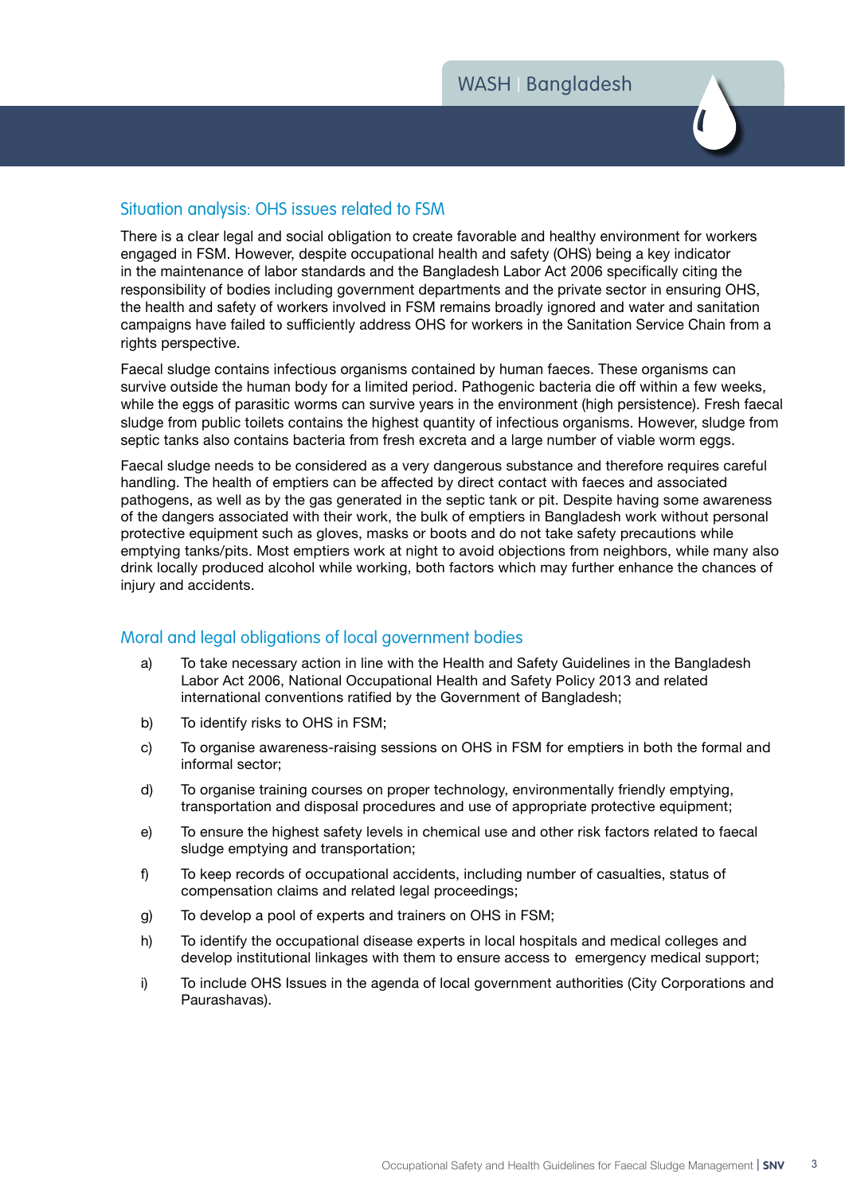## Situation analysis: OHS issues related to FSM

There is a clear legal and social obligation to create favorable and healthy environment for workers engaged in FSM. However, despite occupational health and safety (OHS) being a key indicator in the maintenance of labor standards and the Bangladesh Labor Act 2006 specifically citing the responsibility of bodies including government departments and the private sector in ensuring OHS, the health and safety of workers involved in FSM remains broadly ignored and water and sanitation campaigns have failed to sufficiently address OHS for workers in the Sanitation Service Chain from a rights perspective.

Faecal sludge contains infectious organisms contained by human faeces. These organisms can survive outside the human body for a limited period. Pathogenic bacteria die off within a few weeks, while the eggs of parasitic worms can survive years in the environment (high persistence). Fresh faecal sludge from public toilets contains the highest quantity of infectious organisms. However, sludge from septic tanks also contains bacteria from fresh excreta and a large number of viable worm eggs.

Faecal sludge needs to be considered as a very dangerous substance and therefore requires careful handling. The health of emptiers can be affected by direct contact with faeces and associated pathogens, as well as by the gas generated in the septic tank or pit. Despite having some awareness of the dangers associated with their work, the bulk of emptiers in Bangladesh work without personal protective equipment such as gloves, masks or boots and do not take safety precautions while emptying tanks/pits. Most emptiers work at night to avoid objections from neighbors, while many also drink locally produced alcohol while working, both factors which may further enhance the chances of injury and accidents.

## Moral and legal obligations of local government bodies

a) To take necessary action in line with the Health and Safety Guidelines in the Bangladesh Labor Act 2006, National Occupational Health and Safety Policy 2013 and related international conventions ratified by the Government of Bangladesh;

b) To identify risks to OHS in FSM;

c) To organise awareness-raising sessions on OHS in FSM for emptiers in both the formal and informal sector;

d) To organise training courses on proper technology, environmentally friendly emptying, transportation and disposal procedures and use of appropriate protective equipment;

e) To ensure the highest safety levels in chemical use and other risk factors related to faecal sludge emptying and transportation;

f) To keep records of occupational accidents, including number of casualties, status of compensation claims and related legal proceedings;

g) To develop a pool of experts and trainers on OHS in FSM;

h) To identify the occupational disease experts in local hospitals and medical colleges and develop institutional linkages with them to ensure access to emergency medical support;

i) To include OHS Issues in the agenda of local government authorities (City Corporations and Paurashavas).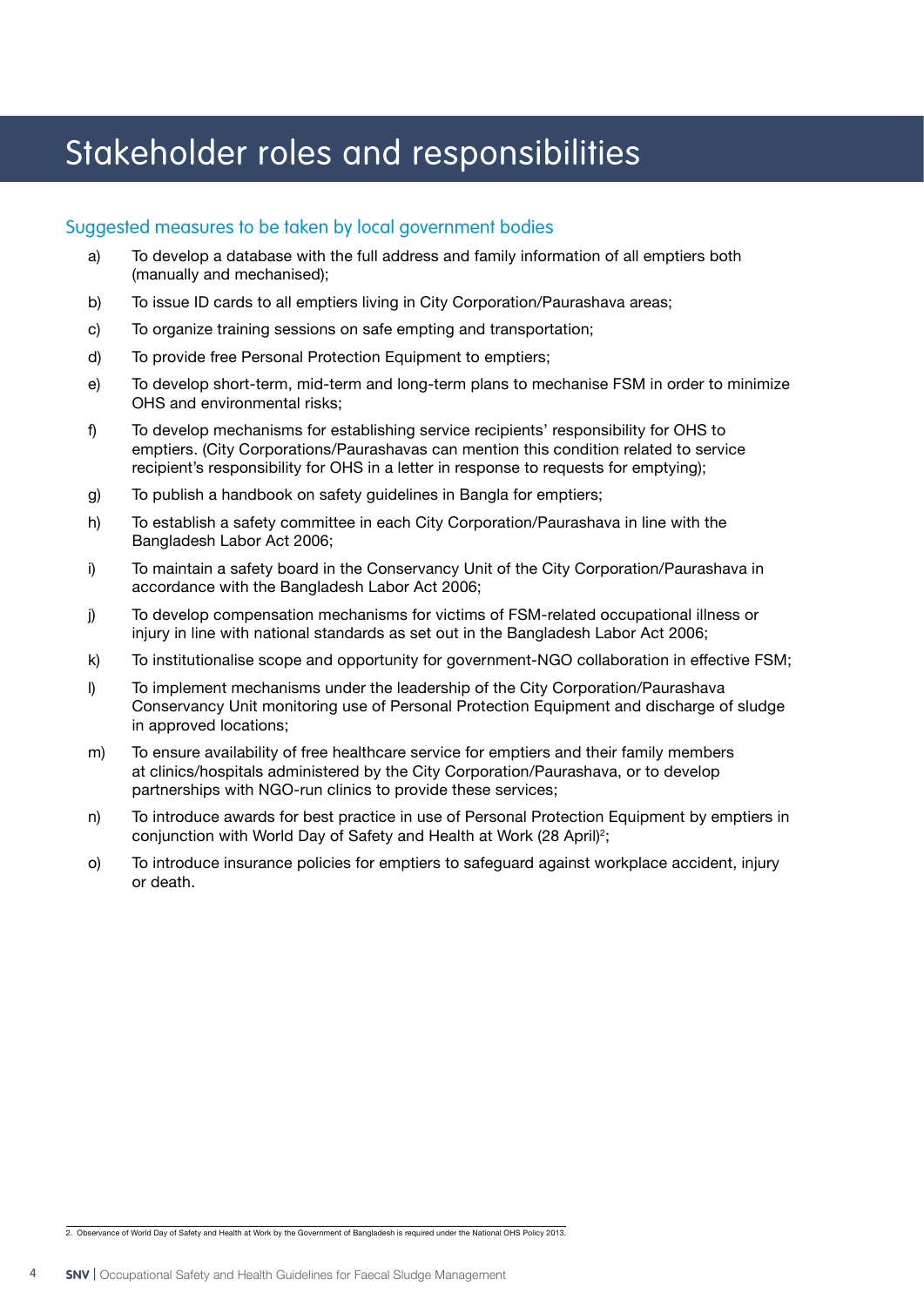# Stakeholder roles and responsibilities

## Suggested measures to be taken by local government bodies

a) To develop a database with the full address and family information of all emptiers both (manually and mechanised);

b) To issue ID cards to all emptiers living in City Corporation/Paurashava areas;

c) To organize training sessions on safe empting and transportation;

d) To provide free Personal Protection Equipment to emptiers;

e) To develop short-term, mid-term and long-term plans to mechanise FSM in order to minimize OHS and environmental risks;

f) To develop mechanisms for establishing service recipients' responsibility for OHS to emptiers. (City Corporations/Paurashavas can mention this condition related to service recipient's responsibility for OHS in a letter in response to requests for emptying);

g) To publish a handbook on safety guidelines in Bangla for emptiers;

h) To establish a safety committee in each City Corporation/Paurashava in line with the Bangladesh Labor Act 2006;

i) To maintain a safety board in the Conservancy Unit of the City Corporation/Paurashava in accordance with the Bangladesh Labor Act 2006;

j) To develop compensation mechanisms for victims of FSM-related occupational illness or injury in line with national standards as set out in the Bangladesh Labor Act 2006;

k) To institutionalise scope and opportunity for government-NGO collaboration in effective FSM;

l) To implement mechanisms under the leadership of the City Corporation/Paurashava Conservancy Unit monitoring use of Personal Protection Equipment and discharge of sludge in approved locations;

m) To ensure availability of free healthcare service for emptiers and their family members at clinics/hospitals administered by the City Corporation/Paurashava, or to develop partnerships with NGO-run clinics to provide these services;

n) To introduce awards for best practice in use of Personal Protection Equipment by emptiers in conjunction with World Day of Safety and Health at Work (28 April)[2];

o) To introduce insurance policies for emptiers to safeguard against workplace accident, injury or death.

2. Observance of World Day of Safety and Health at Work by the Government of Bangladesh is required under the National OHS Policy 2013.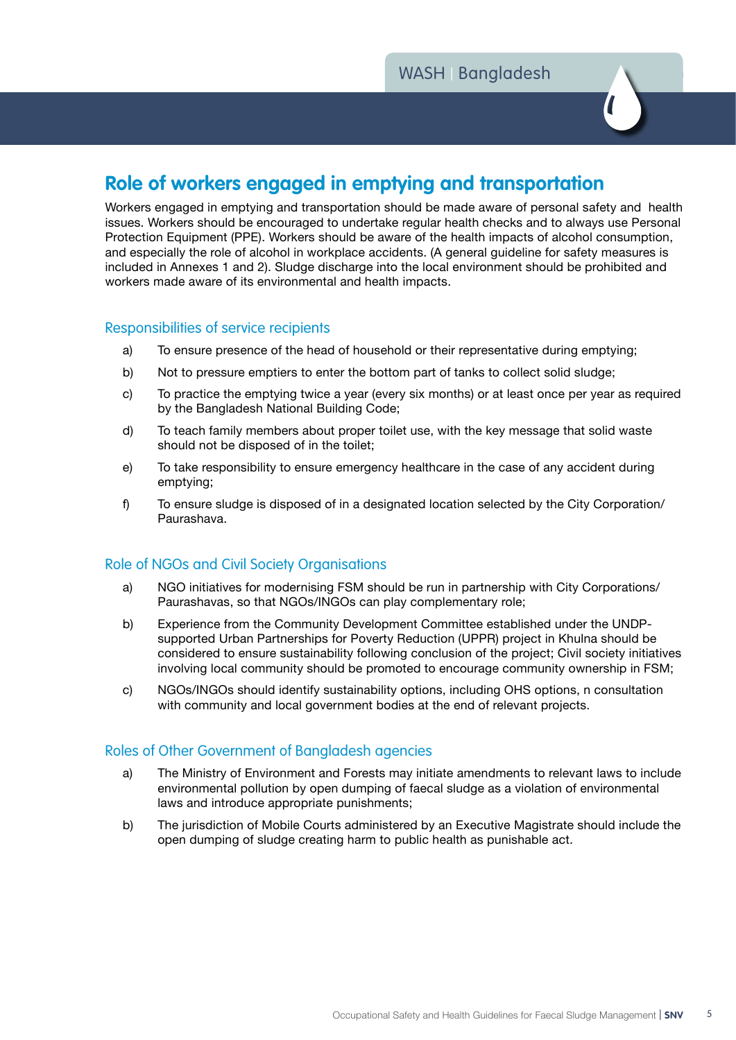## Role of workers engaged in emptying and transportation

Workers engaged in emptying and transportation should be made aware of personal safety and health issues. Workers should be encouraged to undertake regular health checks and to always use Personal Protection Equipment (PPE). Workers should be aware of the health impacts of alcohol consumption, and especially the role of alcohol in workplace accidents. (A general guideline for safety measures is included in Annexes 1 and 2). Sludge discharge into the local environment should be prohibited and workers made aware of its environmental and health impacts.

### Responsibilities of service recipients

a) To ensure presence of the head of household or their representative during emptying;

b) Not to pressure emptiers to enter the bottom part of tanks to collect solid sludge;

c) To practice the emptying twice a year (every six months) or at least once per year as required by the Bangladesh National Building Code;

d) To teach family members about proper toilet use, with the key message that solid waste should not be disposed of in the toilet;

e) To take responsibility to ensure emergency healthcare in the case of any accident during emptying;

f) To ensure sludge is disposed of in a designated location selected by the City Corporation/ Paurashava.

### Role of NGOs and Civil Society Organisations

a) NGO initiatives for modernising FSM should be run in partnership with City Corporations/ Paurashavas, so that NGOs/INGOs can play complementary role;

b) Experience from the Community Development Committee established under the UNDP-supported Urban Partnerships for Poverty Reduction (UPPR) project in Khulna should be considered to ensure sustainability following conclusion of the project; Civil society initiatives involving local community should be promoted to encourage community ownership in FSM;

c) NGOs/INGOs should identify sustainability options, including OHS options, n consultation with community and local government bodies at the end of relevant projects.

### Roles of Other Government of Bangladesh agencies

a) The Ministry of Environment and Forests may initiate amendments to relevant laws to include environmental pollution by open dumping of faecal sludge as a violation of environmental laws and introduce appropriate punishments;

b) The jurisdiction of Mobile Courts administered by an Executive Magistrate should include the open dumping of sludge creating harm to public health as punishable act.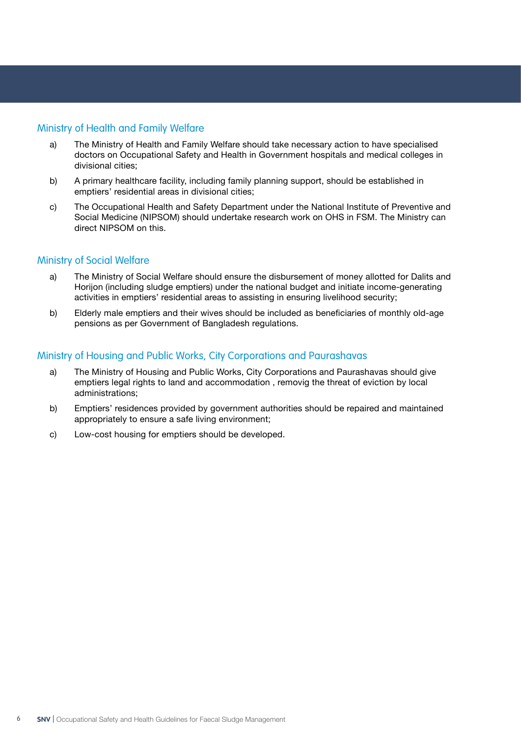## Ministry of Health and Family Welfare

a) The Ministry of Health and Family Welfare should take necessary action to have specialised doctors on Occupational Safety and Health in Government hospitals and medical colleges in divisional cities;

b) A primary healthcare facility, including family planning support, should be established in emptiers' residential areas in divisional cities;

c) The Occupational Health and Safety Department under the National Institute of Preventive and Social Medicine (NIPSOM) should undertake research work on OHS in FSM. The Ministry can direct NIPSOM on this.

## Ministry of Social Welfare

a) The Ministry of Social Welfare should ensure the disbursement of money allotted for Dalits and Horijon (including sludge emptiers) under the national budget and initiate income-generating activities in emptiers' residential areas to assisting in ensuring livelihood security;

b) Elderly male emptiers and their wives should be included as beneficiaries of monthly old-age pensions as per Government of Bangladesh regulations.

## Ministry of Housing and Public Works, City Corporations and Paurashavas

a) The Ministry of Housing and Public Works, City Corporations and Paurashavas should give emptiers legal rights to land and accommodation , removig the threat of eviction by local administrations;

b) Emptiers' residences provided by government authorities should be repaired and maintained appropriately to ensure a safe living environment;

c) Low-cost housing for emptiers should be developed.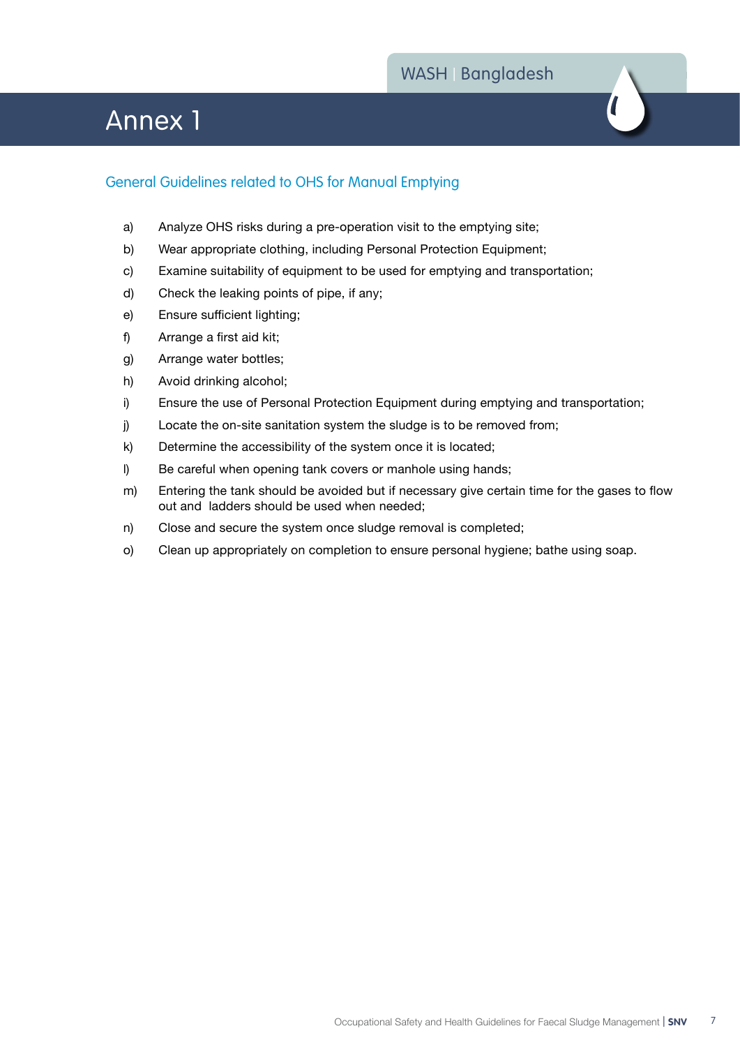# Annex 1

## General Guidelines related to OHS for Manual Emptying

a) Analyze OHS risks during a pre-operation visit to the emptying site;

b) Wear appropriate clothing, including Personal Protection Equipment;

c) Examine suitability of equipment to be used for emptying and transportation;

d) Check the leaking points of pipe, if any;

e) Ensure sufficient lighting;

f) Arrange a first aid kit;

g) Arrange water bottles;

h) Avoid drinking alcohol;

i) Ensure the use of Personal Protection Equipment during emptying and transportation;

j) Locate the on-site sanitation system the sludge is to be removed from;

k) Determine the accessibility of the system once it is located;

l) Be careful when opening tank covers or manhole using hands;

m) Entering the tank should be avoided but if necessary give certain time for the gases to flow out and ladders should be used when needed;

n) Close and secure the system once sludge removal is completed;

o) Clean up appropriately on completion to ensure personal hygiene; bathe using soap.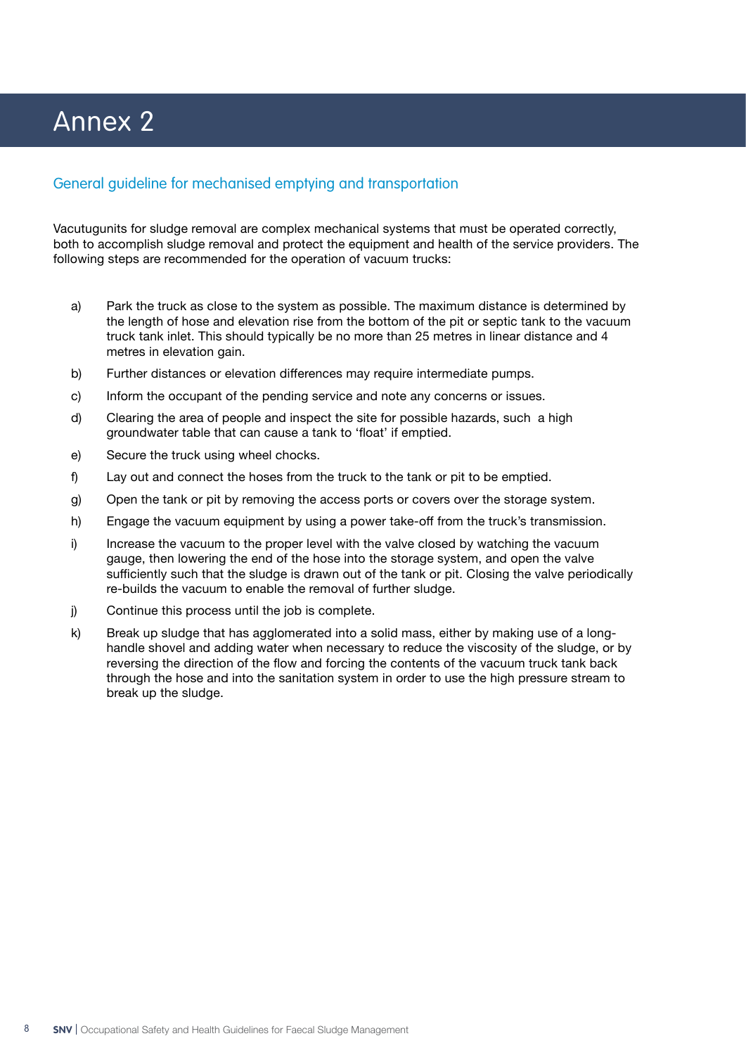# Annex 2

## General guideline for mechanised emptying and transportation

Vacutugunits for sludge removal are complex mechanical systems that must be operated correctly, both to accomplish sludge removal and protect the equipment and health of the service providers. The following steps are recommended for the operation of vacuum trucks:

a) Park the truck as close to the system as possible. The maximum distance is determined by the length of hose and elevation rise from the bottom of the pit or septic tank to the vacuum truck tank inlet. This should typically be no more than 25 metres in linear distance and 4 metres in elevation gain.

b) Further distances or elevation differences may require intermediate pumps.

c) Inform the occupant of the pending service and note any concerns or issues.

d) Clearing the area of people and inspect the site for possible hazards, such  a high groundwater table that can cause a tank to 'float' if emptied.

e) Secure the truck using wheel chocks.

f) Lay out and connect the hoses from the truck to the tank or pit to be emptied.

g) Open the tank or pit by removing the access ports or covers over the storage system.

h) Engage the vacuum equipment by using a power take-off from the truck's transmission.

i) Increase the vacuum to the proper level with the valve closed by watching the vacuum gauge, then lowering the end of the hose into the storage system, and open the valve sufficiently such that the sludge is drawn out of the tank or pit. Closing the valve periodically re-builds the vacuum to enable the removal of further sludge.

j) Continue this process until the job is complete.

k) Break up sludge that has agglomerated into a solid mass, either by making use of a long-handle shovel and adding water when necessary to reduce the viscosity of the sludge, or by reversing the direction of the flow and forcing the contents of the vacuum truck tank back through the hose and into the sanitation system in order to use the high pressure stream to break up the sludge.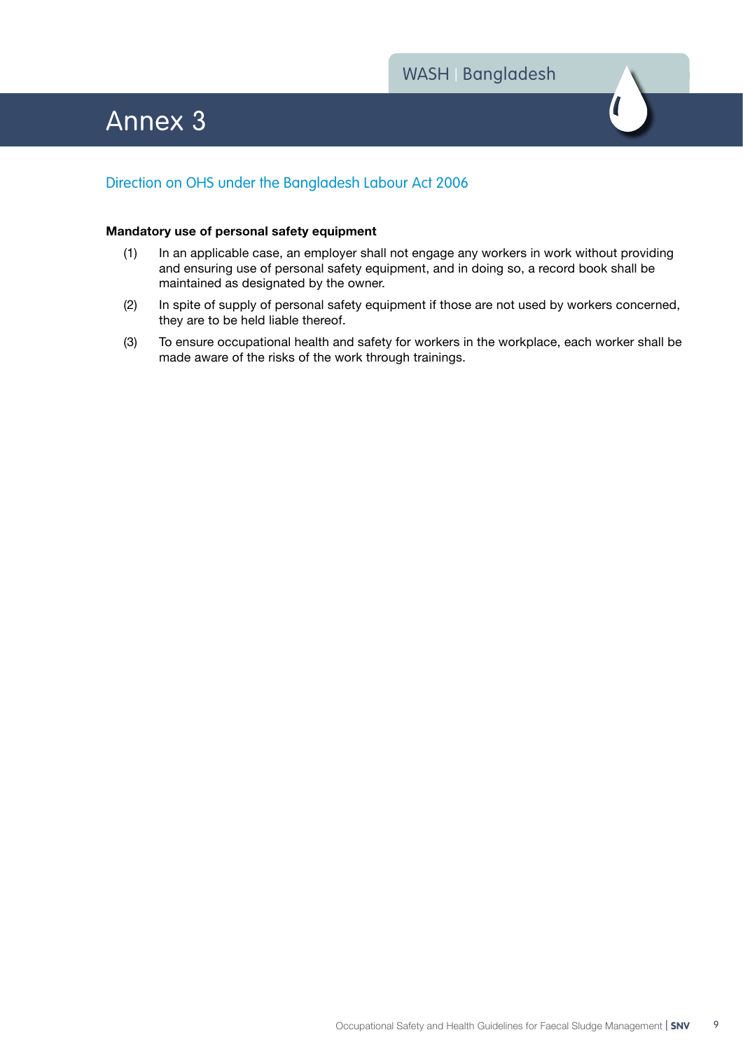# Annex 3

## Direction on OHS under the Bangladesh Labour Act 2006

**Mandatory use of personal safety equipment**

(1) In an applicable case, an employer shall not engage any workers in work without providing and ensuring use of personal safety equipment, and in doing so, a record book shall be maintained as designated by the owner.

(2) In spite of supply of personal safety equipment if those are not used by workers concerned, they are to be held liable thereof.

(3) To ensure occupational health and safety for workers in the workplace, each worker shall be made aware of the risks of the work through trainings.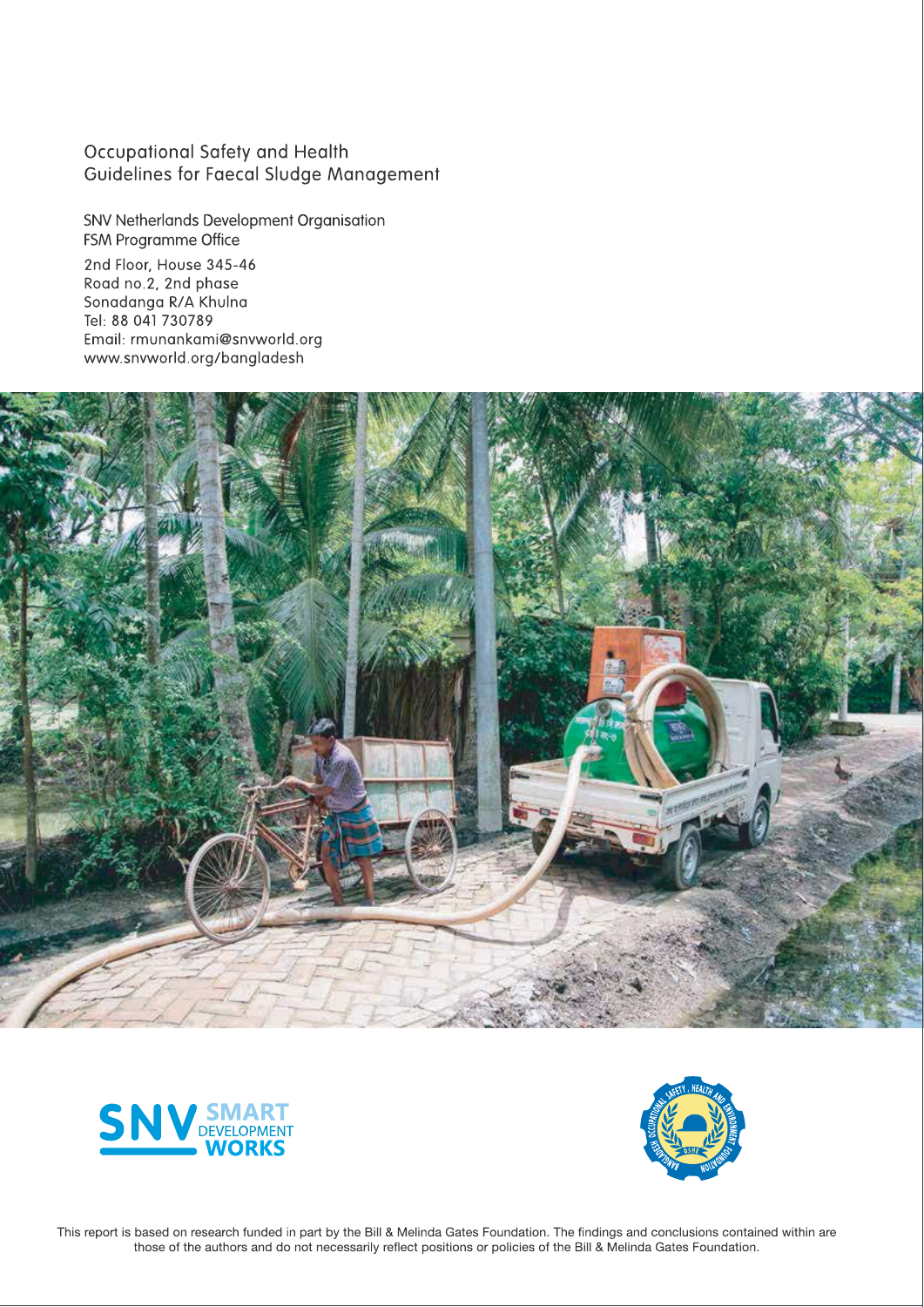Occupational Safety and Health
Guidelines for Faecal Sludge Management

SNV Netherlands Development Organisation
FSM Programme Office

2nd Floor, House 345-46
Road no.2, 2nd phase
Sonadanga R/A Khulna
Tel: 88 041 730789
Email: rmunankami@snvworld.org
www.snvworld.org/bangladesh

This report is based on research funded in part by the Bill & Melinda Gates Foundation. The findings and conclusions contained within are those of the authors and do not necessarily reflect positions or policies of the Bill & Melinda Gates Foundation.